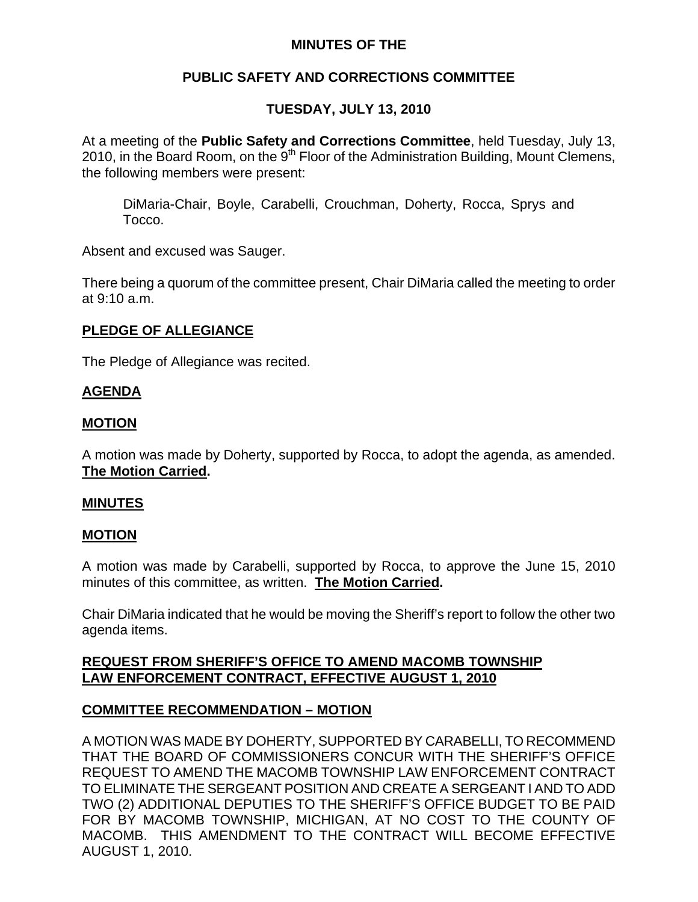# MINUTES OF THE

## PUBLIC SAFETY AND CORRECTIONS COMMITTEE

## TUESDAY, JULY 13, 2010

At a meeting of the **Public Safety and Corrections Committee**, held Tuesday, July 13, 2010, in the Board Room, on the 9th Floor of the Administration Building, Mount Clemens, the following members were present:

> DiMaria-Chair, Boyle, Carabelli, Crouchman, Doherty, Rocca, Sprys and Tocco.

Absent and excused was Sauger.

There being a quorum of the committee present, Chair DiMaria called the meeting to order at 9:10 a.m.

**PLEDGE OF ALLEGIANCE**

The Pledge of Allegiance was recited.

**AGENDA**

**MOTION**

A motion was made by Doherty, supported by Rocca, to adopt the agenda, as amended. **The Motion Carried.**

**MINUTES**

**MOTION**

A motion was made by Carabelli, supported by Rocca, to approve the June 15, 2010 minutes of this committee, as written. **The Motion Carried.**

Chair DiMaria indicated that he would be moving the Sheriff's report to follow the other two agenda items.

**REQUEST FROM SHERIFF'S OFFICE TO AMEND MACOMB TOWNSHIP LAW ENFORCEMENT CONTRACT, EFFECTIVE AUGUST 1, 2010**

**COMMITTEE RECOMMENDATION – MOTION**

A MOTION WAS MADE BY DOHERTY, SUPPORTED BY CARABELLI, TO RECOMMEND THAT THE BOARD OF COMMISSIONERS CONCUR WITH THE SHERIFF'S OFFICE REQUEST TO AMEND THE MACOMB TOWNSHIP LAW ENFORCEMENT CONTRACT TO ELIMINATE THE SERGEANT POSITION AND CREATE A SERGEANT I AND TO ADD TWO (2) ADDITIONAL DEPUTIES TO THE SHERIFF'S OFFICE BUDGET TO BE PAID FOR BY MACOMB TOWNSHIP, MICHIGAN, AT NO COST TO THE COUNTY OF MACOMB. THIS AMENDMENT TO THE CONTRACT WILL BECOME EFFECTIVE AUGUST 1, 2010.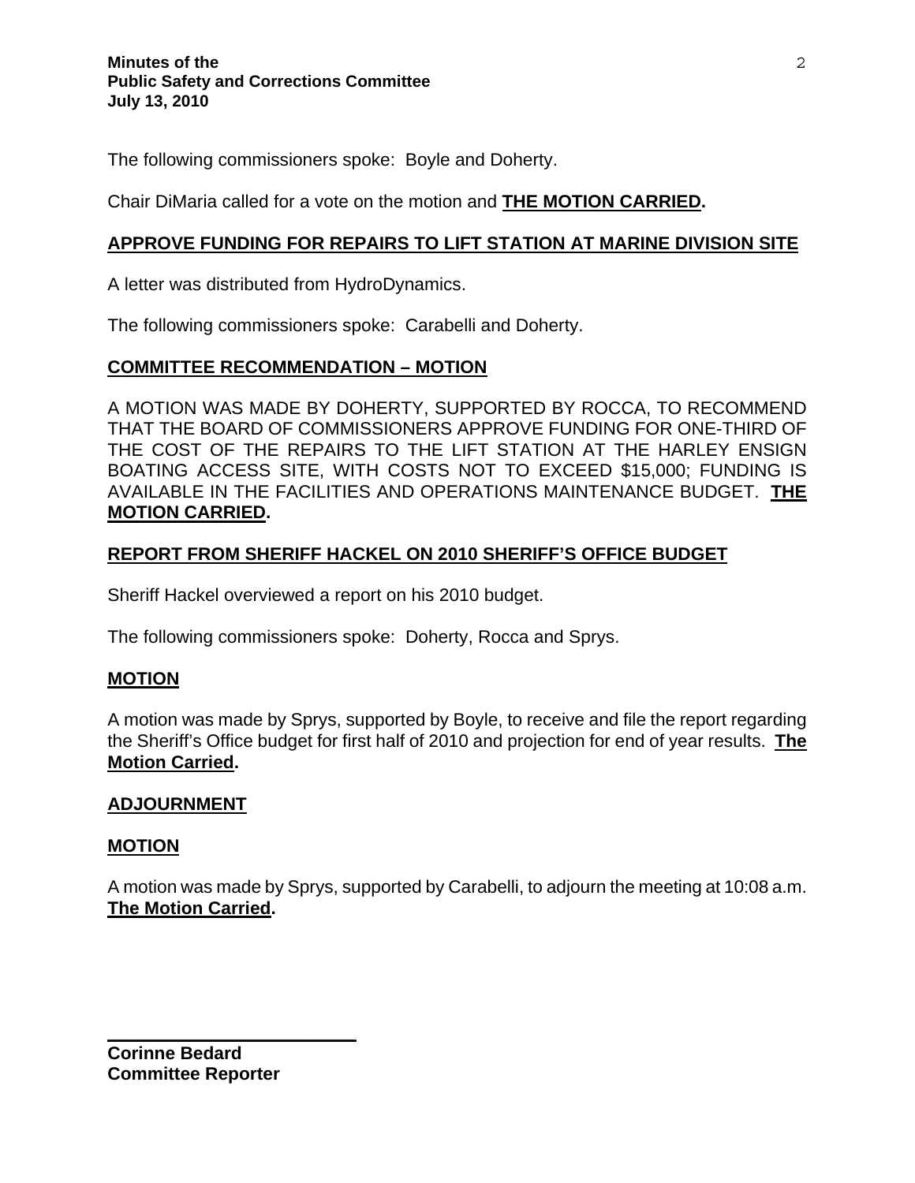The following commissioners spoke: Boyle and Doherty.

Chair DiMaria called for a vote on the motion and **THE MOTION CARRIED.**

## APPROVE FUNDING FOR REPAIRS TO LIFT STATION AT MARINE DIVISION SITE

A letter was distributed from HydroDynamics.

The following commissioners spoke: Carabelli and Doherty.

## COMMITTEE RECOMMENDATION – MOTION

A MOTION WAS MADE BY DOHERTY, SUPPORTED BY ROCCA, TO RECOMMEND THAT THE BOARD OF COMMISSIONERS APPROVE FUNDING FOR ONE-THIRD OF THE COST OF THE REPAIRS TO THE LIFT STATION AT THE HARLEY ENSIGN BOATING ACCESS SITE, WITH COSTS NOT TO EXCEED $15,000; FUNDING IS AVAILABLE IN THE FACILITIES AND OPERATIONS MAINTENANCE BUDGET. **THE MOTION CARRIED.**

## REPORT FROM SHERIFF HACKEL ON 2010 SHERIFF'S OFFICE BUDGET

Sheriff Hackel overviewed a report on his 2010 budget.

The following commissioners spoke: Doherty, Rocca and Sprys.

## MOTION

A motion was made by Sprys, supported by Boyle, to receive and file the report regarding the Sheriff's Office budget for first half of 2010 and projection for end of year results. **The Motion Carried.**

## ADJOURNMENT

## MOTION

A motion was made by Sprys, supported by Carabelli, to adjourn the meeting at 10:08 a.m. **The Motion Carried.**

\_\_\_\_\_\_\_\_\_\_\_\_\_\_\_\_\_\_\_\_\_\_\_\_\_

**Corinne Bedard**
**Committee Reporter**